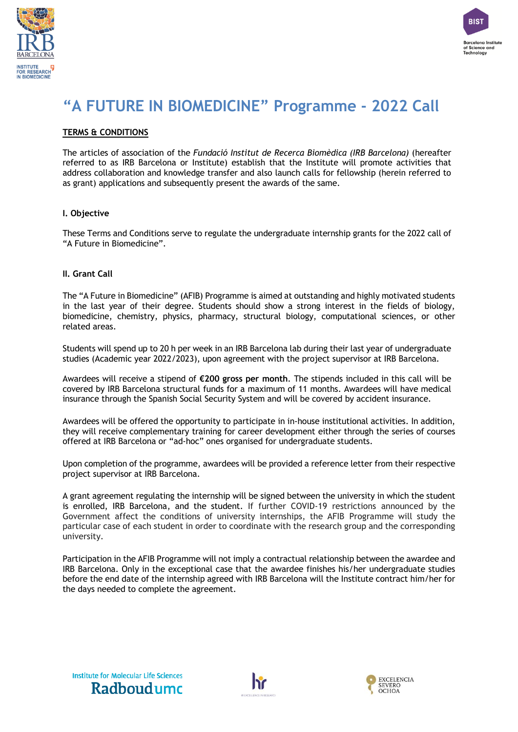# “A FUTURE IN BIOMEDICINE” Programme - 2022 Call

## TERMS & CONDITIONS

The articles of association of the *Fundació Institut de Recerca Biomèdica (IRB Barcelona)* (hereafter referred to as IRB Barcelona or Institute) establish that the Institute will promote activities that address collaboration and knowledge transfer and also launch calls for fellowship (herein referred to as grant) applications and subsequently present the awards of the same.

### I. Objective

These Terms and Conditions serve to regulate the undergraduate internship grants for the 2022 call of “A Future in Biomedicine”.

### II. Grant Call

The “A Future in Biomedicine” (AFIB) Programme is aimed at outstanding and highly motivated students in the last year of their degree. Students should show a strong interest in the fields of biology, biomedicine, chemistry, physics, pharmacy, structural biology, computational sciences, or other related areas.

Students will spend up to 20 h per week in an IRB Barcelona lab during their last year of undergraduate studies (Academic year 2022/2023), upon agreement with the project supervisor at IRB Barcelona.

Awardees will receive a stipend of **€200 gross per month**. The stipends included in this call will be covered by IRB Barcelona structural funds for a maximum of 11 months. Awardees will have medical insurance through the Spanish Social Security System and will be covered by accident insurance.

Awardees will be offered the opportunity to participate in in-house institutional activities. In addition, they will receive complementary training for career development either through the series of courses offered at IRB Barcelona or “ad-hoc” ones organised for undergraduate students.

Upon completion of the programme, awardees will be provided a reference letter from their respective project supervisor at IRB Barcelona.

A grant agreement regulating the internship will be signed between the university in which the student is enrolled, IRB Barcelona, and the student. If further COVID-19 restrictions announced by the Government affect the conditions of university internships, the AFIB Programme will study the particular case of each student in order to coordinate with the research group and the corresponding university.

Participation in the AFIB Programme will not imply a contractual relationship between the awardee and IRB Barcelona. Only in the exceptional case that the awardee finishes his/her undergraduate studies before the end date of the internship agreed with IRB Barcelona will the Institute contract him/her for the days needed to complete the agreement.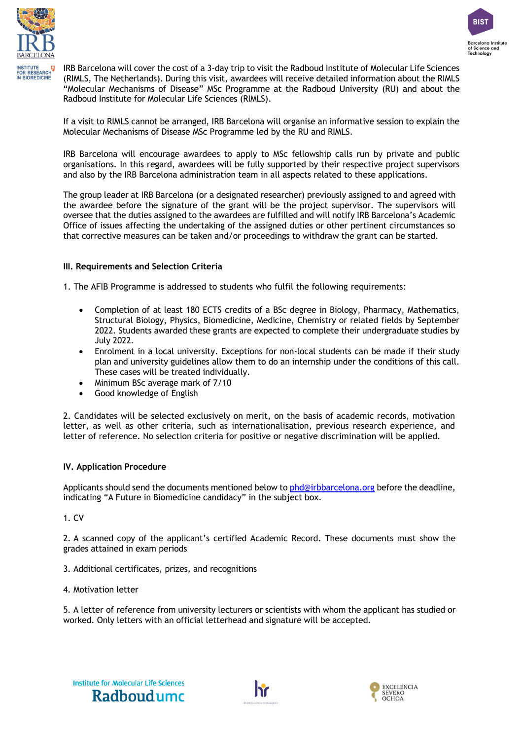IRB Barcelona will cover the cost of a 3-day trip to visit the Radboud Institute of Molecular Life Sciences (RIMLS, The Netherlands). During this visit, awardees will receive detailed information about the RIMLS "Molecular Mechanisms of Disease" MSc Programme at the Radboud University (RU) and about the Radboud Institute for Molecular Life Sciences (RIMLS).

If a visit to RIMLS cannot be arranged, IRB Barcelona will organise an informative session to explain the Molecular Mechanisms of Disease MSc Programme led by the RU and RIMLS.

IRB Barcelona will encourage awardees to apply to MSc fellowship calls run by private and public organisations. In this regard, awardees will be fully supported by their respective project supervisors and also by the IRB Barcelona administration team in all aspects related to these applications.

The group leader at IRB Barcelona (or a designated researcher) previously assigned to and agreed with the awardee before the signature of the grant will be the project supervisor. The supervisors will oversee that the duties assigned to the awardees are fulfilled and will notify IRB Barcelona's Academic Office of issues affecting the undertaking of the assigned duties or other pertinent circumstances so that corrective measures can be taken and/or proceedings to withdraw the grant can be started.

### III. Requirements and Selection Criteria

1. The AFIB Programme is addressed to students who fulfil the following requirements:

- Completion of at least 180 ECTS credits of a BSc degree in Biology, Pharmacy, Mathematics, Structural Biology, Physics, Biomedicine, Medicine, Chemistry or related fields by September 2022. Students awarded these grants are expected to complete their undergraduate studies by July 2022.
- Enrolment in a local university. Exceptions for non-local students can be made if their study plan and university guidelines allow them to do an internship under the conditions of this call. These cases will be treated individually.
- Minimum BSc average mark of 7/10
- Good knowledge of English

2. Candidates will be selected exclusively on merit, on the basis of academic records, motivation letter, as well as other criteria, such as internationalisation, previous research experience, and letter of reference. No selection criteria for positive or negative discrimination will be applied.

### IV. Application Procedure

Applicants should send the documents mentioned below to phd@irbbarcelona.org before the deadline, indicating "A Future in Biomedicine candidacy" in the subject box.

1. CV

2. A scanned copy of the applicant's certified Academic Record. These documents must show the grades attained in exam periods

3. Additional certificates, prizes, and recognitions

4. Motivation letter

5. A letter of reference from university lecturers or scientists with whom the applicant has studied or worked. Only letters with an official letterhead and signature will be accepted.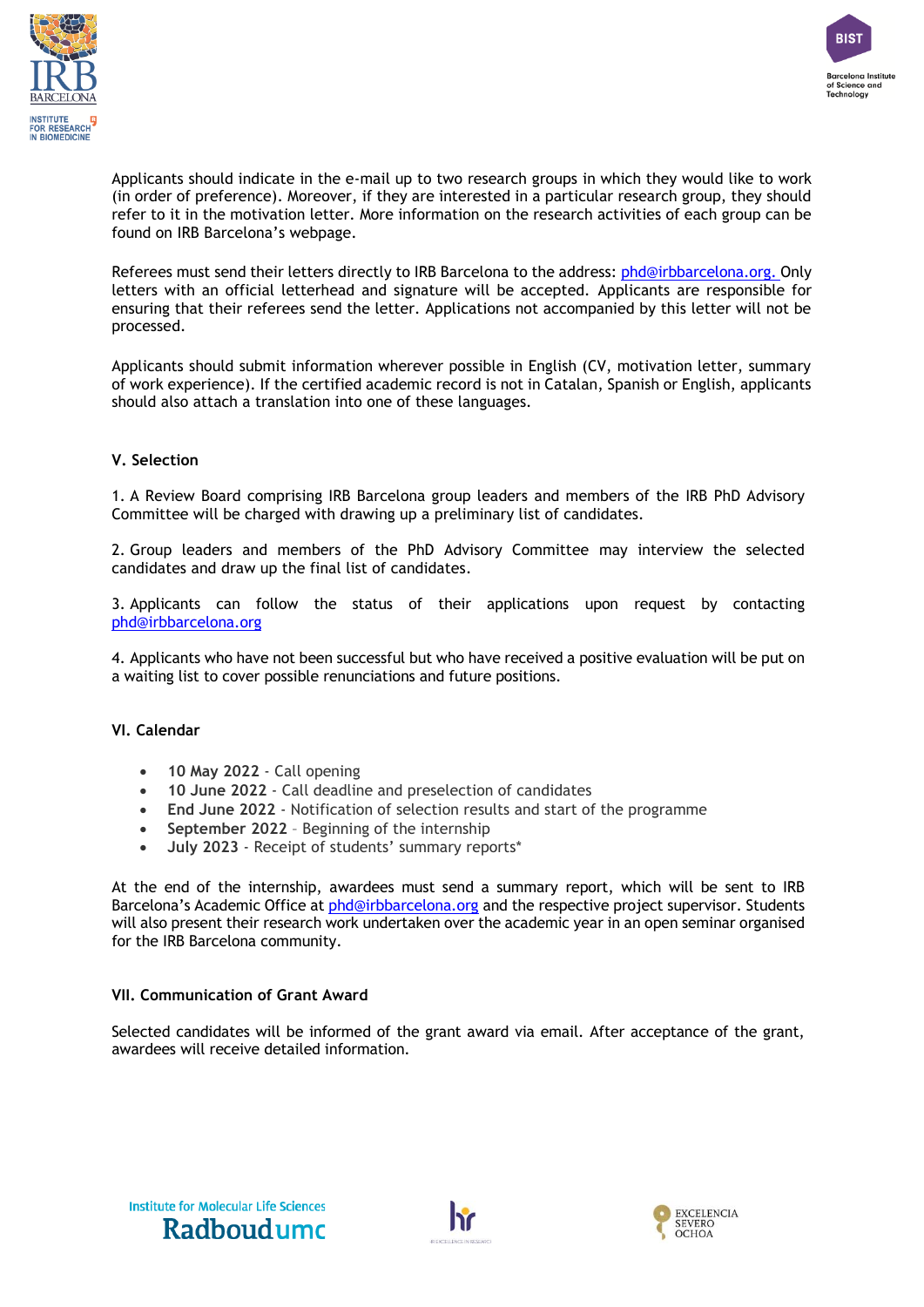Applicants should indicate in the e-mail up to two research groups in which they would like to work (in order of preference). Moreover, if they are interested in a particular research group, they should refer to it in the motivation letter. More information on the research activities of each group can be found on IRB Barcelona's webpage.

Referees must send their letters directly to IRB Barcelona to the address: phd@irbbarcelona.org. Only letters with an official letterhead and signature will be accepted. Applicants are responsible for ensuring that their referees send the letter. Applications not accompanied by this letter will not be processed.

Applicants should submit information wherever possible in English (CV, motivation letter, summary of work experience). If the certified academic record is not in Catalan, Spanish or English, applicants should also attach a translation into one of these languages.

### V. Selection

1. A Review Board comprising IRB Barcelona group leaders and members of the IRB PhD Advisory Committee will be charged with drawing up a preliminary list of candidates.

2. Group leaders and members of the PhD Advisory Committee may interview the selected candidates and draw up the final list of candidates.

3. Applicants can follow the status of their applications upon request by contacting phd@irbbarcelona.org

4. Applicants who have not been successful but who have received a positive evaluation will be put on a waiting list to cover possible renunciations and future positions.

### VI. Calendar

- **10 May 2022** - Call opening
- **10 June 2022** - Call deadline and preselection of candidates
- **End June 2022** - Notification of selection results and start of the programme
- **September 2022** – Beginning of the internship
- **July 2023** - Receipt of students' summary reports*

At the end of the internship, awardees must send a summary report, which will be sent to IRB Barcelona's Academic Office at phd@irbbarcelona.org and the respective project supervisor. Students will also present their research work undertaken over the academic year in an open seminar organised for the IRB Barcelona community.

### VII. Communication of Grant Award

Selected candidates will be informed of the grant award via email. After acceptance of the grant, awardees will receive detailed information.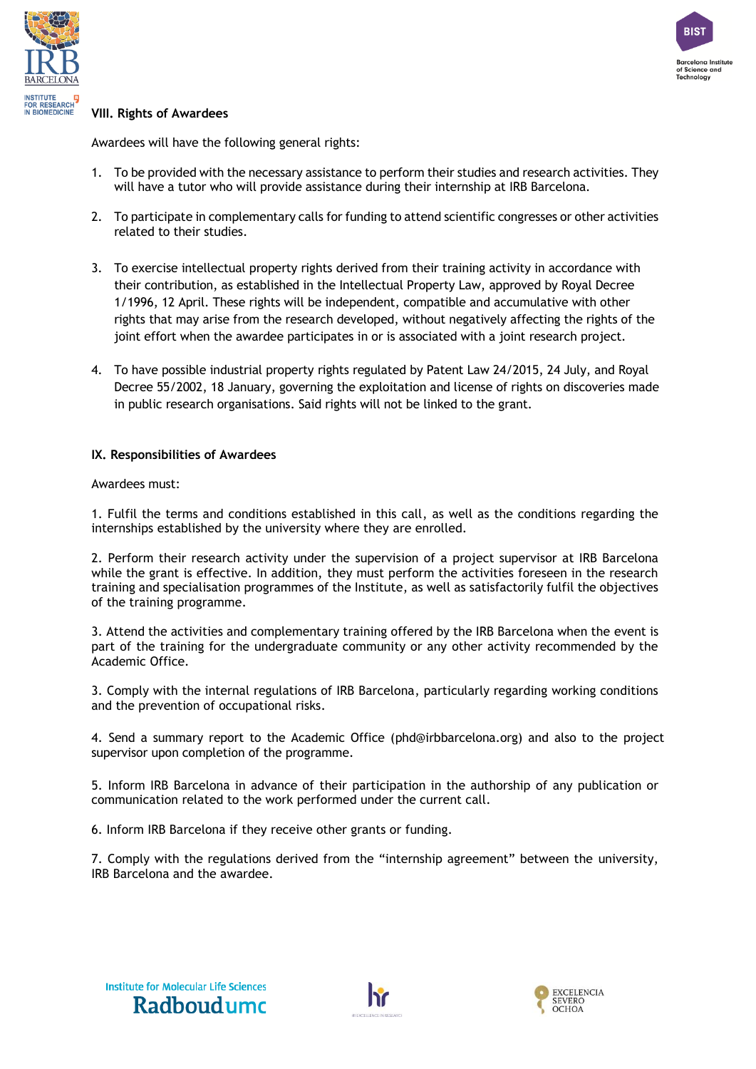## VIII. Rights of Awardees

Awardees will have the following general rights:

1. To be provided with the necessary assistance to perform their studies and research activities. They will have a tutor who will provide assistance during their internship at IRB Barcelona.

2. To participate in complementary calls for funding to attend scientific congresses or other activities related to their studies.

3. To exercise intellectual property rights derived from their training activity in accordance with their contribution, as established in the Intellectual Property Law, approved by Royal Decree 1/1996, 12 April. These rights will be independent, compatible and accumulative with other rights that may arise from the research developed, without negatively affecting the rights of the joint effort when the awardee participates in or is associated with a joint research project.

4. To have possible industrial property rights regulated by Patent Law 24/2015, 24 July, and Royal Decree 55/2002, 18 January, governing the exploitation and license of rights on discoveries made in public research organisations. Said rights will not be linked to the grant.

## IX. Responsibilities of Awardees

Awardees must:

1. Fulfil the terms and conditions established in this call, as well as the conditions regarding the internships established by the university where they are enrolled.

2. Perform their research activity under the supervision of a project supervisor at IRB Barcelona while the grant is effective. In addition, they must perform the activities foreseen in the research training and specialisation programmes of the Institute, as well as satisfactorily fulfil the objectives of the training programme.

3. Attend the activities and complementary training offered by the IRB Barcelona when the event is part of the training for the undergraduate community or any other activity recommended by the Academic Office.

3. Comply with the internal regulations of IRB Barcelona, particularly regarding working conditions and the prevention of occupational risks.

4. Send a summary report to the Academic Office (phd@irbbarcelona.org) and also to the project supervisor upon completion of the programme.

5. Inform IRB Barcelona in advance of their participation in the authorship of any publication or communication related to the work performed under the current call.

6. Inform IRB Barcelona if they receive other grants or funding.

7. Comply with the regulations derived from the "internship agreement" between the university, IRB Barcelona and the awardee.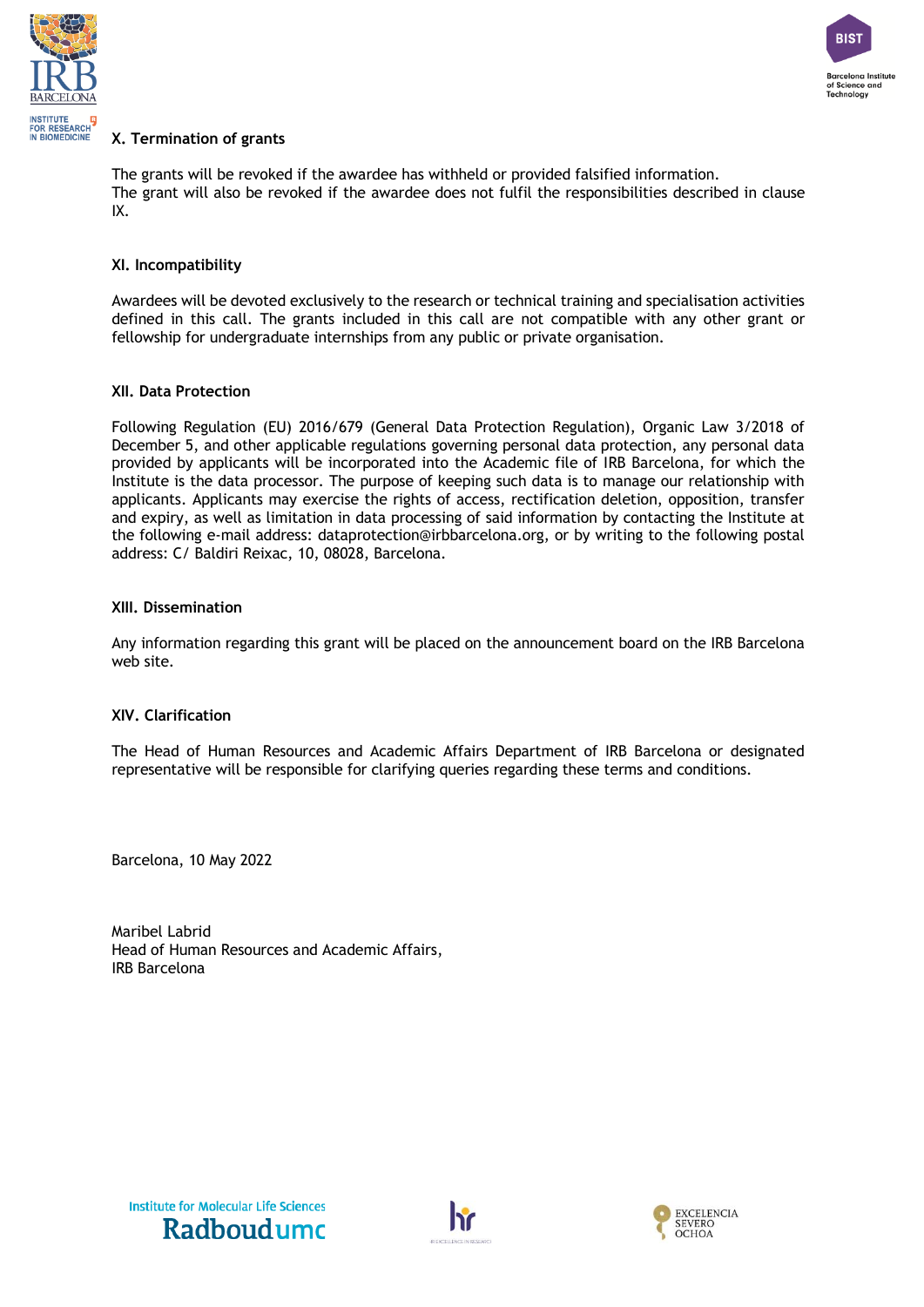### X. Termination of grants

The grants will be revoked if the awardee has withheld or provided falsified information.
The grant will also be revoked if the awardee does not fulfil the responsibilities described in clause IX.

### XI. Incompatibility

Awardees will be devoted exclusively to the research or technical training and specialisation activities defined in this call. The grants included in this call are not compatible with any other grant or fellowship for undergraduate internships from any public or private organisation.

### XII. Data Protection

Following Regulation (EU) 2016/679 (General Data Protection Regulation), Organic Law 3/2018 of December 5, and other applicable regulations governing personal data protection, any personal data provided by applicants will be incorporated into the Academic file of IRB Barcelona, for which the Institute is the data processor. The purpose of keeping such data is to manage our relationship with applicants. Applicants may exercise the rights of access, rectification deletion, opposition, transfer and expiry, as well as limitation in data processing of said information by contacting the Institute at the following e-mail address: dataprotection@irbbarcelona.org, or by writing to the following postal address: C/ Baldiri Reixac, 10, 08028, Barcelona.

### XIII. Dissemination

Any information regarding this grant will be placed on the announcement board on the IRB Barcelona web site.

### XIV. Clarification

The Head of Human Resources and Academic Affairs Department of IRB Barcelona or designated representative will be responsible for clarifying queries regarding these terms and conditions.

Barcelona, 10 May 2022

Maribel Labrid
Head of Human Resources and Academic Affairs,
IRB Barcelona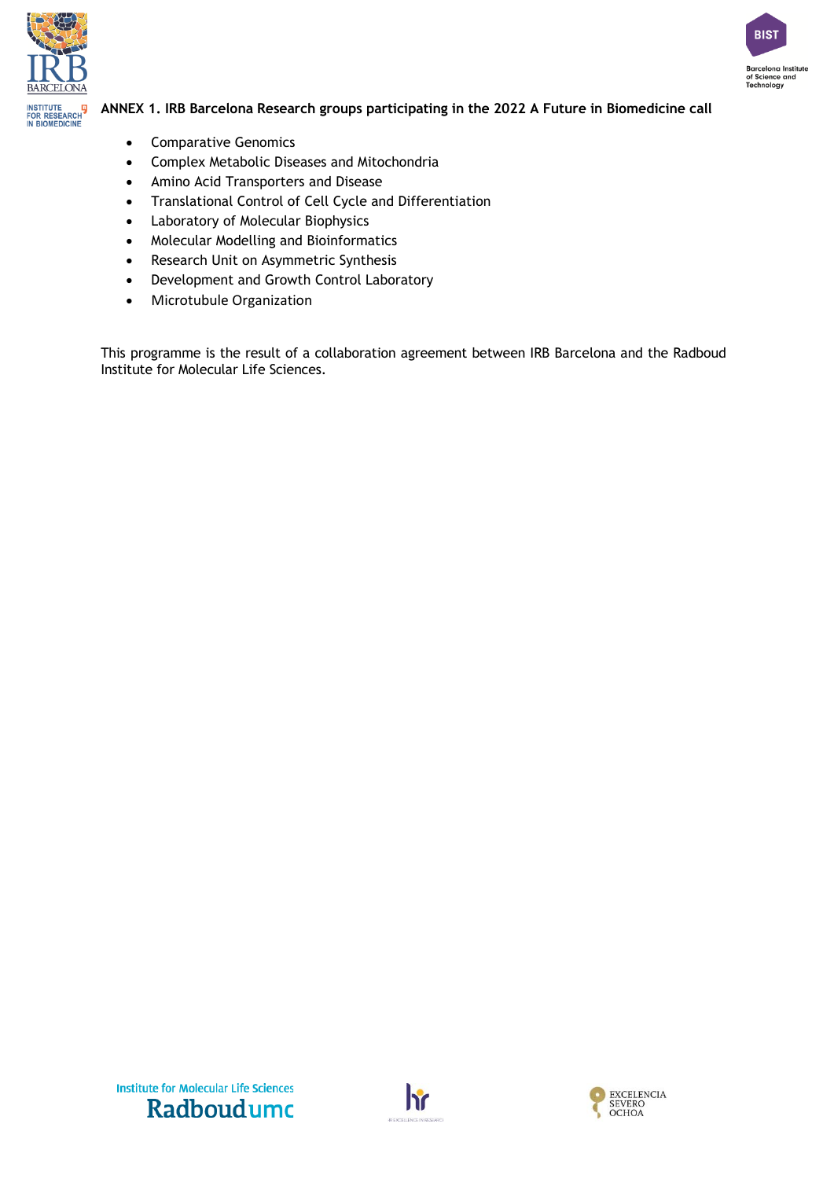## ANNEX 1. IRB Barcelona Research groups participating in the 2022 A Future in Biomedicine call

- Comparative Genomics
- Complex Metabolic Diseases and Mitochondria
- Amino Acid Transporters and Disease
- Translational Control of Cell Cycle and Differentiation
- Laboratory of Molecular Biophysics
- Molecular Modelling and Bioinformatics
- Research Unit on Asymmetric Synthesis
- Development and Growth Control Laboratory
- Microtubule Organization

This programme is the result of a collaboration agreement between IRB Barcelona and the Radboud Institute for Molecular Life Sciences.